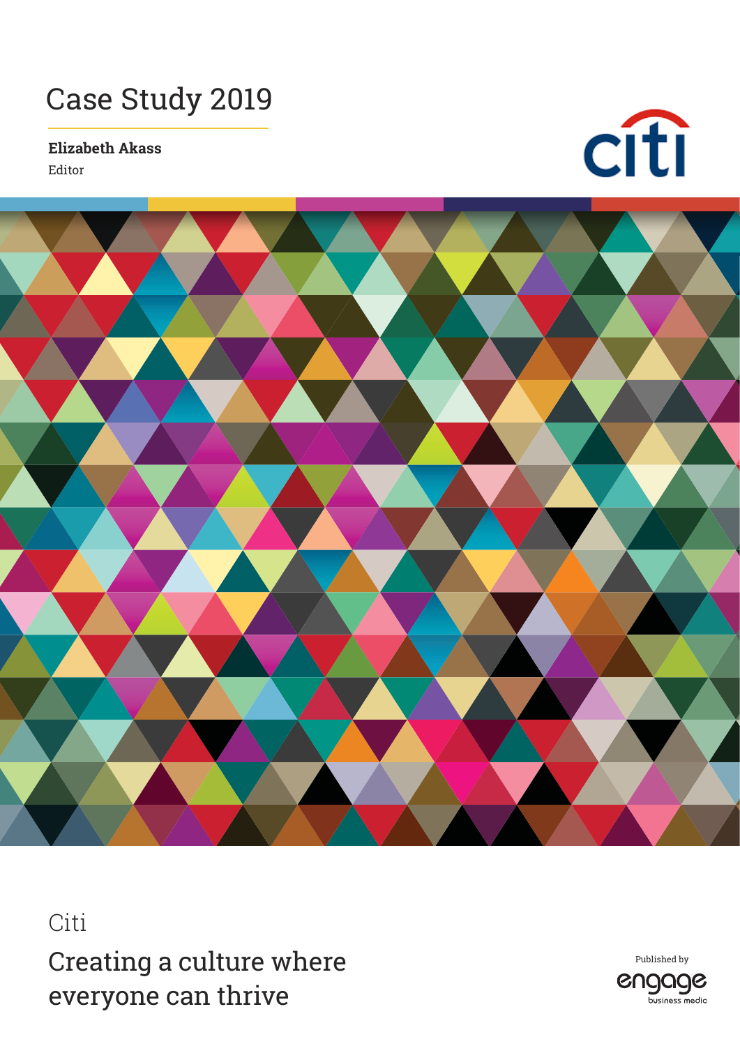Case Study 2019

**Elizabeth Akass**
Editor

citi

Citi

# Creating a culture where everyone can thrive

Published by
engage
business media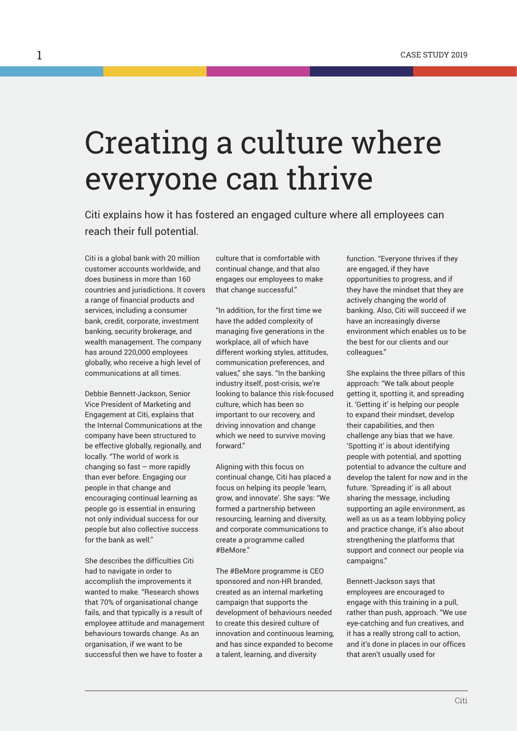# Creating a culture where everyone can thrive

Citi explains how it has fostered an engaged culture where all employees can reach their full potential.

Citi is a global bank with 20 million customer accounts worldwide, and does business in more than 160 countries and jurisdictions. It covers a range of financial products and services, including a consumer bank, credit, corporate, investment banking, security brokerage, and wealth management. The company has around 220,000 employees globally, who receive a high level of communications at all times.

Debbie Bennett-Jackson, Senior Vice President of Marketing and Engagement at Citi, explains that the Internal Communications at the company have been structured to be effective globally, regionally, and locally. "The world of work is changing so fast – more rapidly than ever before. Engaging our people in that change and encouraging continual learning as people go is essential in ensuring not only individual success for our people but also collective success for the bank as well."

She describes the difficulties Citi had to navigate in order to accomplish the improvements it wanted to make. "Research shows that 70% of organisational change fails, and that typically is a result of employee attitude and management behaviours towards change. As an organisation, if we want to be successful then we have to foster a culture that is comfortable with continual change, and that also engages our employees to make that change successful."

"In addition, for the first time we have the added complexity of managing five generations in the workplace, all of which have different working styles, attitudes, communication preferences, and values," she says. "In the banking industry itself, post-crisis, we're looking to balance this risk-focused culture, which has been so important to our recovery, and driving innovation and change which we need to survive moving forward."

Aligning with this focus on continual change, Citi has placed a focus on helping its people 'learn, grow, and innovate'. She says: "We formed a partnership between resourcing, learning and diversity, and corporate communications to create a programme called #BeMore."

The #BeMore programme is CEO sponsored and non-HR branded, created as an internal marketing campaign that supports the development of behaviours needed to create this desired culture of innovation and continuous learning, and has since expanded to become a talent, learning, and diversity function. "Everyone thrives if they are engaged, if they have opportunities to progress, and if they have the mindset that they are actively changing the world of banking. Also, Citi will succeed if we have an increasingly diverse environment which enables us to be the best for our clients and our colleagues."

She explains the three pillars of this approach: "We talk about people getting it, spotting it, and spreading it. 'Getting it' is helping our people to expand their mindset, develop their capabilities, and then challenge any bias that we have. 'Spotting it' is about identifying people with potential, and spotting potential to advance the culture and develop the talent for now and in the future. 'Spreading it' is all about sharing the message, including supporting an agile environment, as well as us as a team lobbying policy and practice change, it's also about strengthening the platforms that support and connect our people via campaigns."

Bennett-Jackson says that employees are encouraged to engage with this training in a pull, rather than push, approach. "We use eye-catching and fun creatives, and it has a really strong call to action, and it's done in places in our offices that aren't usually used for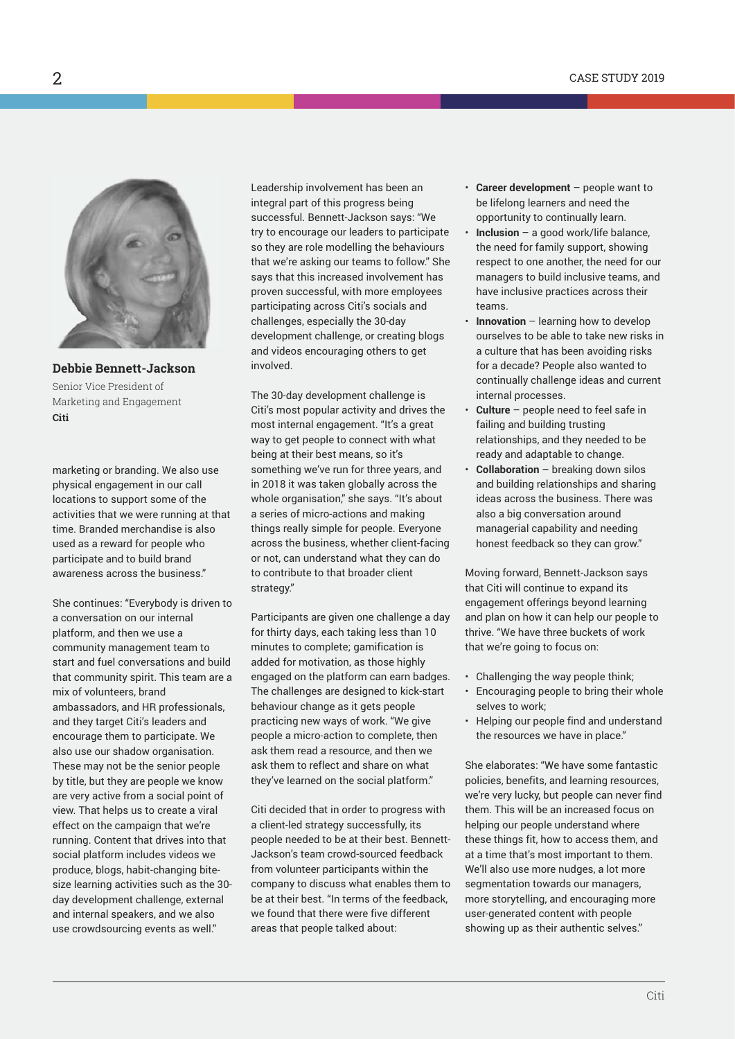**Debbie Bennett-Jackson**
Senior Vice President of Marketing and Engagement
**Citi**

marketing or branding. We also use physical engagement in our call locations to support some of the activities that we were running at that time. Branded merchandise is also used as a reward for people who participate and to build brand awareness across the business."

She continues: "Everybody is driven to a conversation on our internal platform, and then we use a community management team to start and fuel conversations and build that community spirit. This team are a mix of volunteers, brand ambassadors, and HR professionals, and they target Citi's leaders and encourage them to participate. We also use our shadow organisation. These may not be the senior people by title, but they are people we know are very active from a social point of view. That helps us to create a viral effect on the campaign that we're running. Content that drives into that social platform includes videos we produce, blogs, habit-changing bite-size learning activities such as the 30-day development challenge, external and internal speakers, and we also use crowdsourcing events as well."

Leadership involvement has been an integral part of this progress being successful. Bennett-Jackson says: "We try to encourage our leaders to participate so they are role modelling the behaviours that we're asking our teams to follow." She says that this increased involvement has proven successful, with more employees participating across Citi's socials and challenges, especially the 30-day development challenge, or creating blogs and videos encouraging others to get involved.

The 30-day development challenge is Citi's most popular activity and drives the most internal engagement. "It's a great way to get people to connect with what being at their best means, so it's something we've run for three years, and in 2018 it was taken globally across the whole organisation," she says. "It's about a series of micro-actions and making things really simple for people. Everyone across the business, whether client-facing or not, can understand what they can do to contribute to that broader client strategy."

Participants are given one challenge a day for thirty days, each taking less than 10 minutes to complete; gamification is added for motivation, as those highly engaged on the platform can earn badges. The challenges are designed to kick-start behaviour change as it gets people practicing new ways of work. "We give people a micro-action to complete, then ask them read a resource, and then we ask them to reflect and share on what they've learned on the social platform."

Citi decided that in order to progress with a client-led strategy successfully, its people needed to be at their best. Bennett-Jackson's team crowd-sourced feedback from volunteer participants within the company to discuss what enables them to be at their best. "In terms of the feedback, we found that there were five different areas that people talked about:

- **Career development** – people want to be lifelong learners and need the opportunity to continually learn.
- **Inclusion** – a good work/life balance, the need for family support, showing respect to one another, the need for our managers to build inclusive teams, and have inclusive practices across their teams.
- **Innovation** – learning how to develop ourselves to be able to take new risks in a culture that has been avoiding risks for a decade? People also wanted to continually challenge ideas and current internal processes.
- **Culture** – people need to feel safe in failing and building trusting relationships, and they needed to be ready and adaptable to change.
- **Collaboration** – breaking down silos and building relationships and sharing ideas across the business. There was also a big conversation around managerial capability and needing honest feedback so they can grow."

Moving forward, Bennett-Jackson says that Citi will continue to expand its engagement offerings beyond learning and plan on how it can help our people to thrive. "We have three buckets of work that we're going to focus on:

- Challenging the way people think;
- Encouraging people to bring their whole selves to work;
- Helping our people find and understand the resources we have in place."

She elaborates: "We have some fantastic policies, benefits, and learning resources, we're very lucky, but people can never find them. This will be an increased focus on helping our people understand where these things fit, how to access them, and at a time that's most important to them. We'll also use more nudges, a lot more segmentation towards our managers, more storytelling, and encouraging more user-generated content with people showing up as their authentic selves."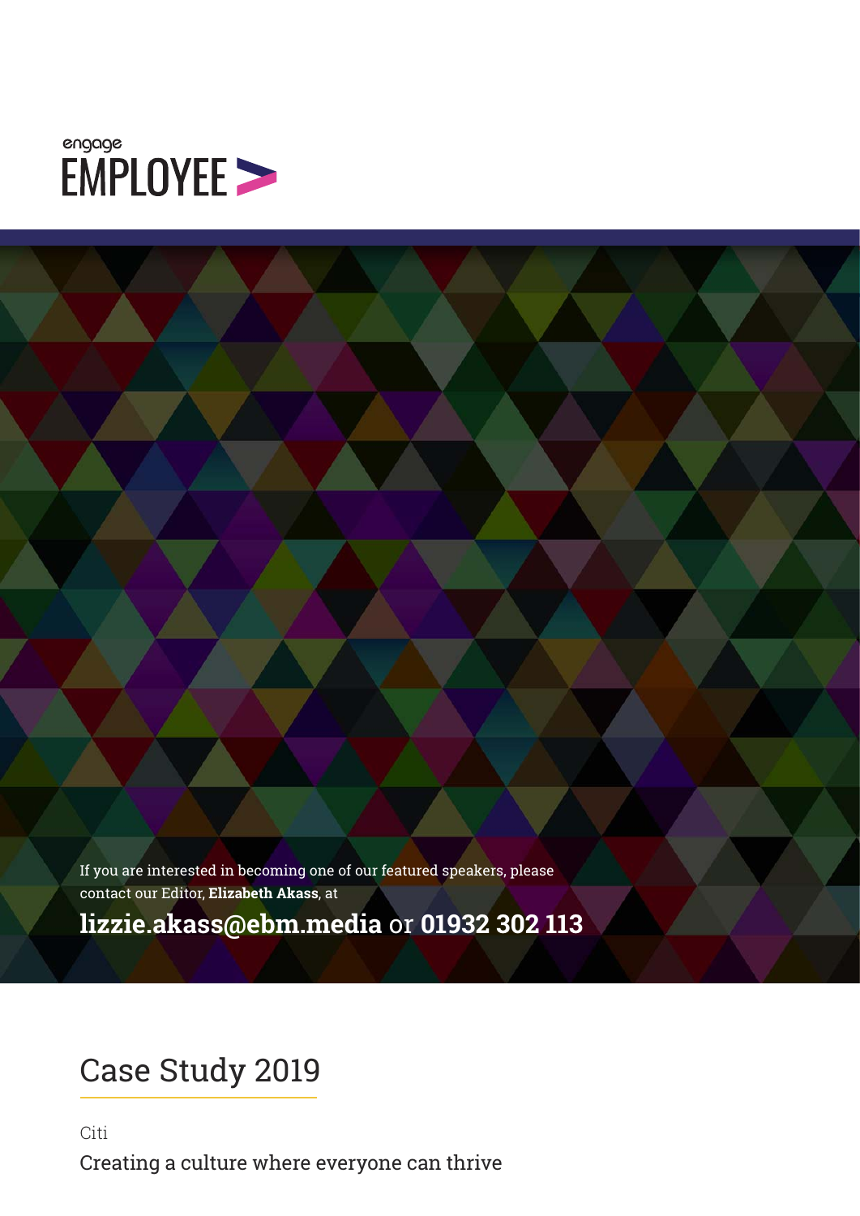engage

EMPLOYEE

If you are interested in becoming one of our featured speakers, please contact our Editor, **Elizabeth Akass**, at

**lizzie.akass@ebm.media** or **01932 302 113**

## Case Study 2019

Citi

Creating a culture where everyone can thrive